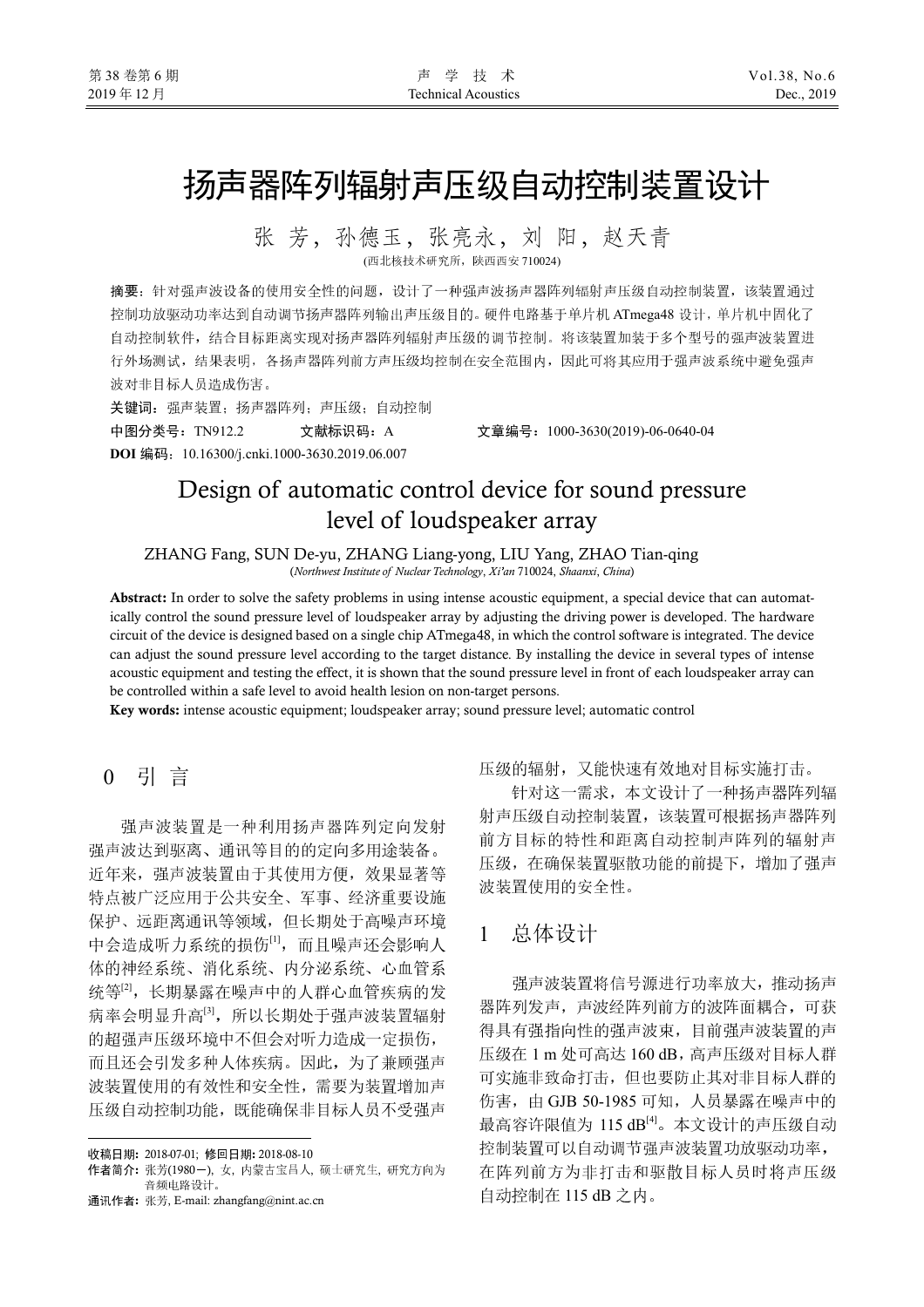# 扬声器阵列辐射声压级自动控制装置设计

张 芳，孙德玉，张亮永，刘 阳，赵天青

(西北核技术研究所，陕西西安 710024)

**摘要**：针对强声波设备的使用安全性的问题，设计了一种强声波扬声器阵列辐射声压级自动控制装置，该装置通过控制功放驱动功率达到自动调节扬声器阵列输出声压级目的。硬件电路基于单片机 ATmega48 设计，单片机中固化了自动控制软件，结合目标距离实现对扬声器阵列辐射声压级的调节控制。将该装置加装于多个型号的强声波装置进行外场测试，结果表明，各扬声器阵列前方声压级均控制在安全范围内，因此可将其应用于强声波系统中避免强声波对非目标人员造成伤害。

**关键词**：强声装置；扬声器阵列；声压级；自动控制

**中图分类号**：TN912.2　　**文献标识码**：A　　**文章编号**：1000-3630(2019)-06-0640-04

**DOI 编码**：10.16300/j.cnki.1000-3630.2019.06.007

# Design of automatic control device for sound pressure level of loudspeaker array

ZHANG Fang, SUN De-yu, ZHANG Liang-yong, LIU Yang, ZHAO Tian-qing

(*Northwest Institute of Nuclear Technology*, *Xi'an* 710024, *Shaanxi*, *China*)

**Abstract:** In order to solve the safety problems in using intense acoustic equipment, a special device that can automatically control the sound pressure level of loudspeaker array by adjusting the driving power is developed. The hardware circuit of the device is designed based on a single chip ATmega48, in which the control software is integrated. The device can adjust the sound pressure level according to the target distance. By installing the device in several types of intense acoustic equipment and testing the effect, it is shown that the sound pressure level in front of each loudspeaker array can be controlled within a safe level to avoid health lesion on non-target persons.

**Key words:** intense acoustic equipment; loudspeaker array; sound pressure level; automatic control

## 0 引 言

强声波装置是一种利用扬声器阵列定向发射强声波达到驱离、通讯等目的的定向多用途装备。近年来，强声波装置由于其使用方便，效果显著等特点被广泛应用于公共安全、军事、经济重要设施保护、远距离通讯等领域，但长期处于高噪声环境中会造成听力系统的损伤[1]，而且噪声还会影响人体的神经系统、消化系统、内分泌系统、心血管系统等[2]，长期暴露在噪声中的人群心血管疾病的发病率会明显升高[3]，所以长期处于强声波装置辐射的超强声压级环境中不但会对听力造成一定损伤，而且还会引发多种人体疾病。因此，为了兼顾强声波装置使用的有效性和安全性，需要为装置增加声压级自动控制功能，既能确保非目标人员不受强声压级的辐射，又能快速有效地对目标实施打击。

针对这一需求，本文设计了一种扬声器阵列辐射声压级自动控制装置，该装置可根据扬声器阵列前方目标的特性和距离自动控制声阵列的辐射声压级，在确保装置驱散功能的前提下，增加了强声波装置使用的安全性。

## 1 总体设计

强声波装置将信号源进行功率放大，推动扬声器阵列发声，声波经阵列前方的波阵面耦合，可获得具有强指向性的强声波束，目前强声波装置的声压级在 1 m 处可高达 160 dB，高声压级对目标人群可实施非致命打击，但也要防止其对非目标人群的伤害，由 GJB 50-1985 可知，人员暴露在噪声中的最高容许限值为 115 dB[4]。本文设计的声压级自动控制装置可以自动调节强声波装置功放驱动功率，在阵列前方为非打击和驱散目标人员时将声压级自动控制在 115 dB 之内。

---

**收稿日期**：2018-07-01；**修回日期**：2018-08-10

**作者简介**：张芳(1980－)，女，内蒙古宝昌人，硕士研究生，研究方向为音频电路设计。

**通讯作者**：张芳，E-mail: zhangfang@nint.ac.cn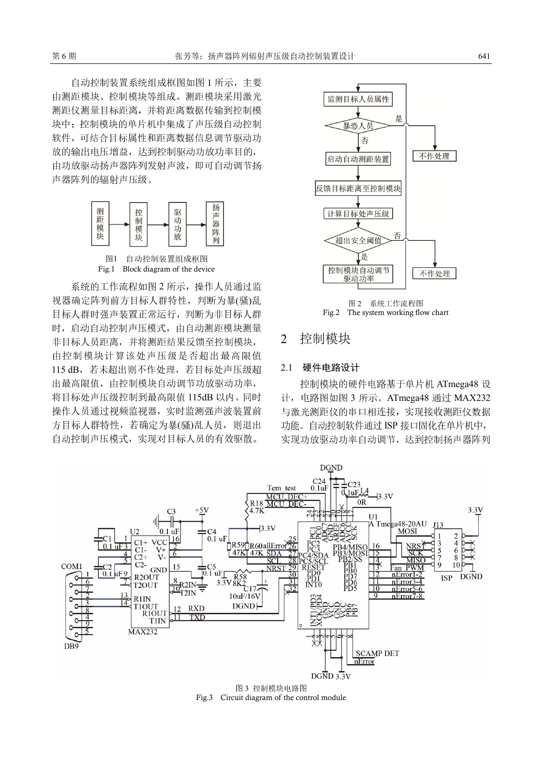自动控制装置系统组成框图如图 1 所示，主要由测距模块、控制模块等组成。测距模块采用激光测距仪测量目标距离，并将距离数据传输到控制模块中；控制模块的单片机中集成了声压级自动控制软件，可结合目标属性和距离数据信息调节驱动功放的输出电压增益，达到控制驱动功放功率目的，由功放驱动扬声器阵列发射声波，即可自动调节扬声器阵列的辐射声压级。

图1　自动控制装置组成框图
Fig.1　Block diagram of the device

系统的工作流程如图 2 所示，操作人员通过监视器确定阵列前方目标人群特性，判断为暴(骚)乱目标人群时强声装置正常运行，判断为非目标人群时，启动自动控制声压模式，由自动测距模块测量非目标人员距离，并将测距结果反馈至控制模块，由控制模块计算该处声压级是否超出最高限值 115 dB，若未超出则不作处理，若目标处声压级超出最高限值，由控制模块自动调节功放驱动功率，将目标处声压级控制到最高限值 115dB 以内。同时操作人员通过视频监视器，实时监测强声波装置前方目标人群特性，若确定为暴(骚)乱人员，则退出自动控制声压模式，实现对目标人员的有效驱散。

图 2　系统工作流程图
Fig.2　The system working flow chart

## 2　控制模块

### 2.1　硬件电路设计

控制模块的硬件电路基于单片机 ATmega48 设计，电路图如图 3 所示。ATmega48 通过 MAX232 与激光测距仪的串口相连接，实现接收测距仪数据功能。自动控制软件通过 ISP 接口固化在单片机中，实现功放驱动功率自动调节，达到控制扬声器阵列

图 3 控制模块电路图
Fig.3　Circuit diagram of the control module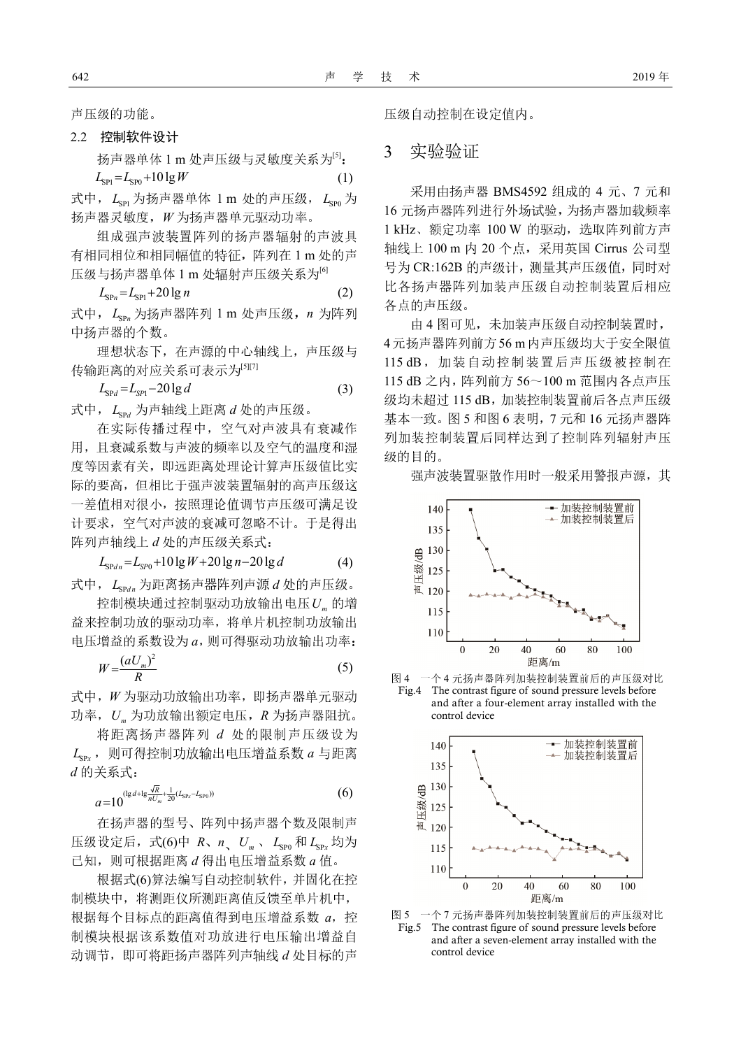声压级的功能。

### 2.2 控制软件设计

扬声器单体 1 m 处声压级与灵敏度关系为[5]：

$$L_{SP1}=L_{SP0}+10\lg W \tag{1}$$

式中，$L_{SP1}$ 为扬声器单体 1 m 处的声压级，$L_{SP0}$ 为扬声器灵敏度，$W$ 为扬声器单元驱动功率。

组成强声波装置阵列的扬声器辐射的声波具有相同相位和相同幅值的特征，阵列在 1 m 处的声压级与扬声器单体 1 m 处辐射声压级关系为[6]

$$L_{SPn}=L_{SP1}+20\lg n \tag{2}$$

式中，$L_{SPn}$ 为扬声器阵列 1 m 处声压级，$n$ 为阵列中扬声器的个数。

理想状态下，在声源的中心轴线上，声压级与传输距离的对应关系可表示为[5][7]

$$L_{SPd}=L_{SP1}-20\lg d \tag{3}$$

式中，$L_{SPd}$ 为声轴线上距离 $d$ 处的声压级。

在实际传播过程中，空气对声波具有衰减作用，且衰减系数与声波的频率以及空气的温度和湿度等因素有关，即远距离处理论计算声压级值比实际的要高，但相比于强声波装置辐射的高声压级这一差值相对很小，按照理论值调节声压级可满足设计要求，空气对声波的衰减可忽略不计。于是得出阵列声轴线上 $d$ 处的声压级关系式：

$$L_{SPdn}=L_{SP0}+10\lg W+20\lg n-20\lg d \tag{4}$$

式中，$L_{SPdn}$ 为距离扬声器阵列声源 $d$ 处的声压级。

控制模块通过控制驱动功放输出电压 $U_m$ 的增益来控制功放的驱动功率，将单片机控制功放输出电压增益的系数设为 $a$，则可得驱动功放输出功率：

$$W=\frac{(aU_m)^2}{R} \tag{5}$$

式中，$W$ 为驱动功放输出功率，即扬声器单元驱动功率，$U_m$ 为功放输出额定电压，$R$ 为扬声器阻抗。

将距离扬声器阵列 $d$ 处的限制声压级设为 $L_{SPx}$，则可得控制功放输出电压增益系数 $a$ 与距离 $d$ 的关系式：

$$a=10^{\left(\lg d+\lg\frac{\sqrt{R}}{nU_m}+\frac{1}{20}(L_{SPx}-L_{SP0})\right)} \tag{6}$$

在扬声器的型号、阵列中扬声器个数及限制声压级设定后，式(6)中 $R$、$n$、$U_m$、$L_{SP0}$ 和 $L_{SPx}$ 均为已知，则可根据距离 $d$ 得出电压增益系数 $a$ 值。

根据式(6)算法编写自动控制软件，并固化在控制模块中，将测距仪所测距离值反馈至单片机中，根据每个目标点的距离值得到电压增益系数 $a$，控制模块根据该系数值对功放进行电压输出增益自动调节，即可将距扬声器阵列声轴线 $d$ 处目标的声压级自动控制在设定值内。

## 3 实验验证

采用由扬声器 BMS4592 组成的 4 元、7 元和 16 元扬声器阵列进行外场试验，为扬声器加载频率 1 kHz、额定功率 100 W 的驱动，选取阵列前方声轴线上 100 m 内 20 个点，采用英国 Cirrus 公司型号为 CR:162B 的声级计，测量其声压级值，同时对比各扬声器阵列加装声压级自动控制装置后相应各点的声压级。

由 4 图可见，未加装声压级自动控制装置时，4 元扬声器阵列前方 56 m 内声压级均大于安全限值 115 dB，加装自动控制装置后声压级被控制在 115 dB 之内，阵列前方 56～100 m 范围内各点声压级均未超过 115 dB，加装控制装置前后各点声压级基本一致。图 5 和图 6 表明，7 元和 16 元扬声器阵列加装控制装置后同样达到了控制阵列辐射声压级的目的。

强声波装置驱散作用时一般采用警报声源，其

图 4　一个 4 元扬声器阵列加装控制装置前后的声压级对比

Fig.4　The contrast figure of sound pressure levels before and after a four-element array installed with the control device

图 5　一个 7 元扬声器阵列加装控制装置前后的声压级对比

Fig.5　The contrast figure of sound pressure levels before and after a seven-element array installed with the control device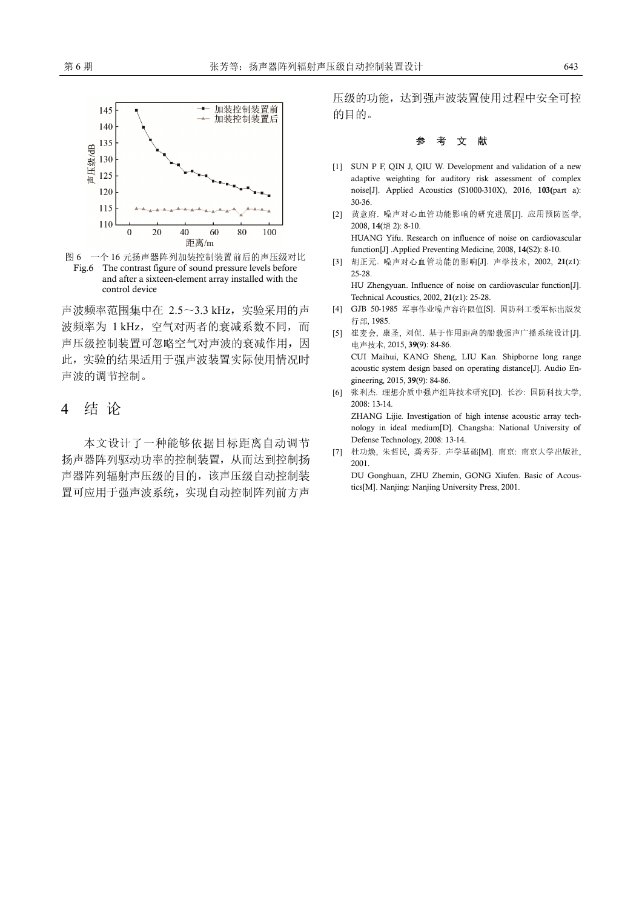145
140
135
130
125
120
115
110

声压级/dB

0 20 40 60 80 100

距离/m

加装控制装置前
加装控制装置后

图 6 一个 16 元扬声器阵列加装控制装置前后的声压级对比

Fig.6 The contrast figure of sound pressure levels before and after a sixteen-element array installed with the control device

声波频率范围集中在 2.5～3.3 kHz，实验采用的声波频率为 1 kHz，空气对两者的衰减系数不同，而声压级控制装置可忽略空气对声波的衰减作用，因此，实验的结果适用于强声波装置实际使用情况时声波的调节控制。

# 4 结 论

本文设计了一种能够依据目标距离自动调节扬声器阵列驱动功率的控制装置，从而达到控制扬声器阵列辐射声压级的目的，该声压级自动控制装置可应用于强声波系统，实现自动控制阵列前方声压级的功能，达到强声波装置使用过程中安全可控的目的。

## 参 考 文 献

[1] SUN P F, QIN J, QIU W. Development and validation of a new adaptive weighting for auditory risk assessment of complex noise[J]. Applied Acoustics (S1000-310X), 2016, **103(**part a): 30-36.

[2] 黄意府. 噪声对心血管功能影响的研究进展[J]. 应用预防医学, 2008, **14**(增 2): 8-10.
HUANG Yifu. Research on influence of noise on cardiovascular function[J] .Applied Preventing Medicine, 2008, **14**(S2): 8-10.

[3] 胡正元. 噪声对心血管功能的影响[J]. 声学技术，2002, **21**(z1): 25-28.
HU Zhengyuan. Influence of noise on cardiovascular function[J]. Technical Acoustics, 2002, **21**(z1): 25-28.

[4] GJB 50-1985 军事作业噪声容许限值[S]. 国防科工委军标出版发行部, 1985.

[5] 崔麦会，康圣，刘侃. 基于作用距离的船载强声广播系统设计[J]. 电声技术, 2015, **39**(9): 84-86.
CUI Maihui, KANG Sheng, LIU Kan. Shipborne long range acoustic system design based on operating distance[J]. Audio Engineering, 2015, **39**(9): 84-86.

[6] 张利杰. 理想介质中强声组阵技术研究[D]. 长沙: 国防科技大学, 2008: 13-14.
ZHANG Lijie. Investigation of high intense acoustic array technology in ideal medium[D]. Changsha: National University of Defense Technology, 2008: 13-14.

[7] 杜功焕，朱哲民，龚秀芬. 声学基础[M]. 南京: 南京大学出版社, 2001.
DU Gonghuan, ZHU Zhemin, GONG Xiufen. Basic of Acoustics[M]. Nanjing: Nanjing University Press, 2001.